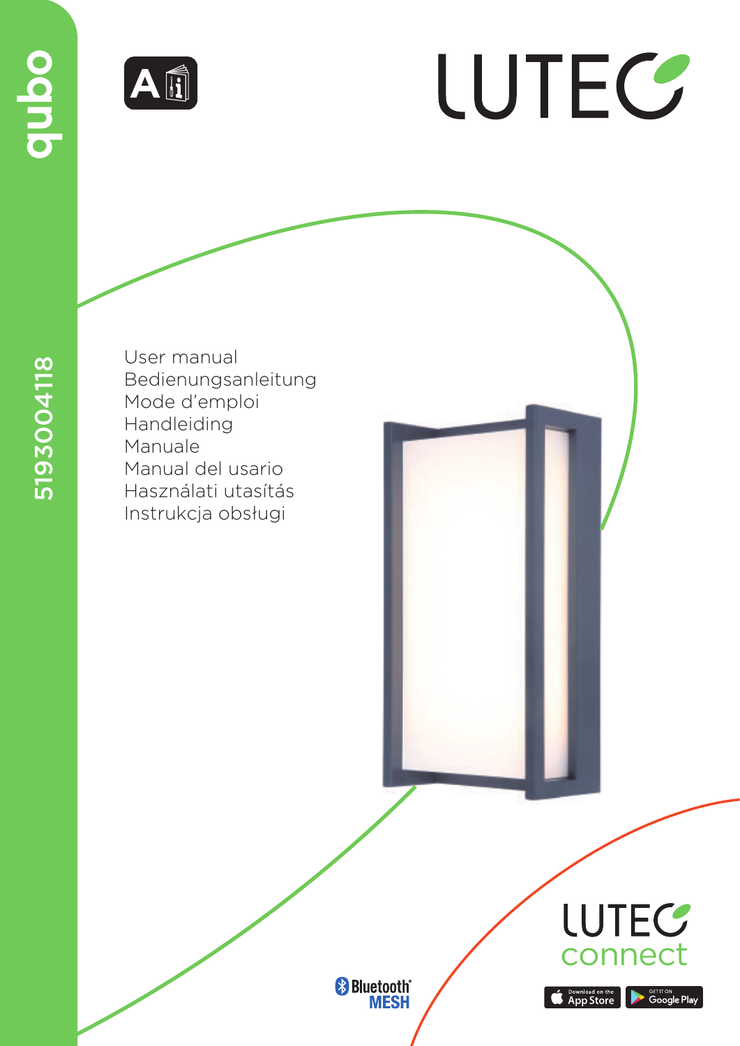qubo

5193004118

LUTEC

User manual
Bedienungsanleitung
Mode d'emploi
Handleiding
Manuale
Manual del usario
Használati utasítás
Instrukcja obsługi

Bluetooth MESH

LUTEC connect

Download on the App Store

GET IT ON Google Play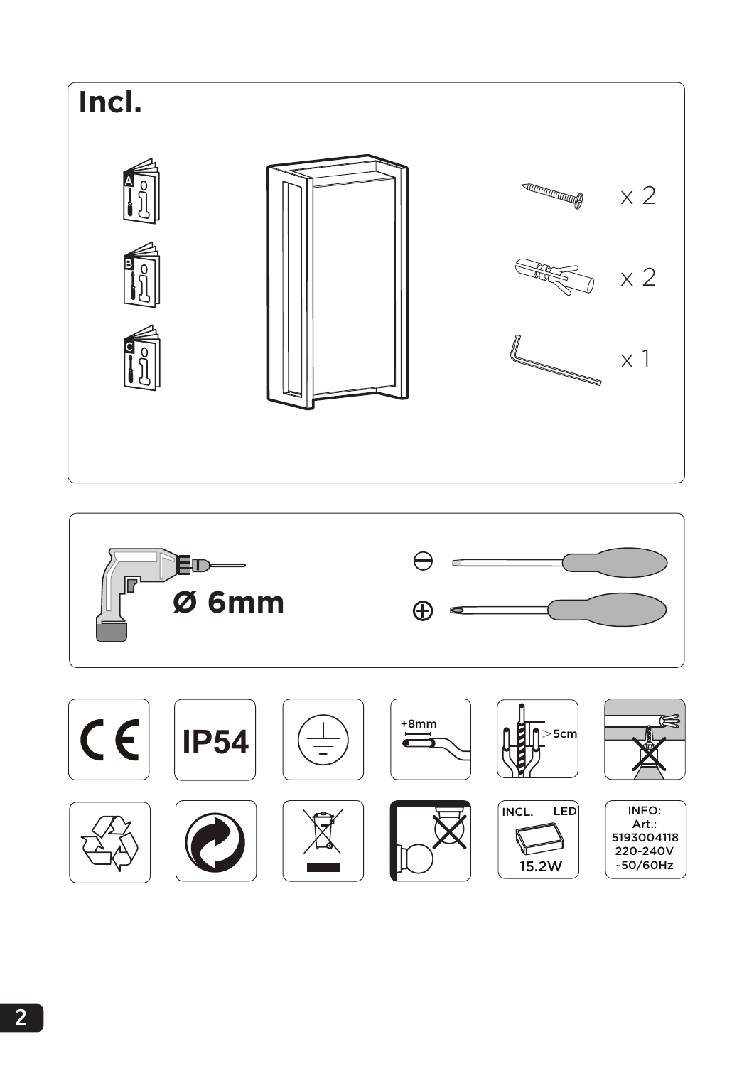# Incl.

A

B

C

x 2

x 2

x 1

Ø 6mm

CE

IP54

+8mm

>5cm

INCL. LED

15.2W

INFO:
Art.:
5193004118
220-240V
~50/60Hz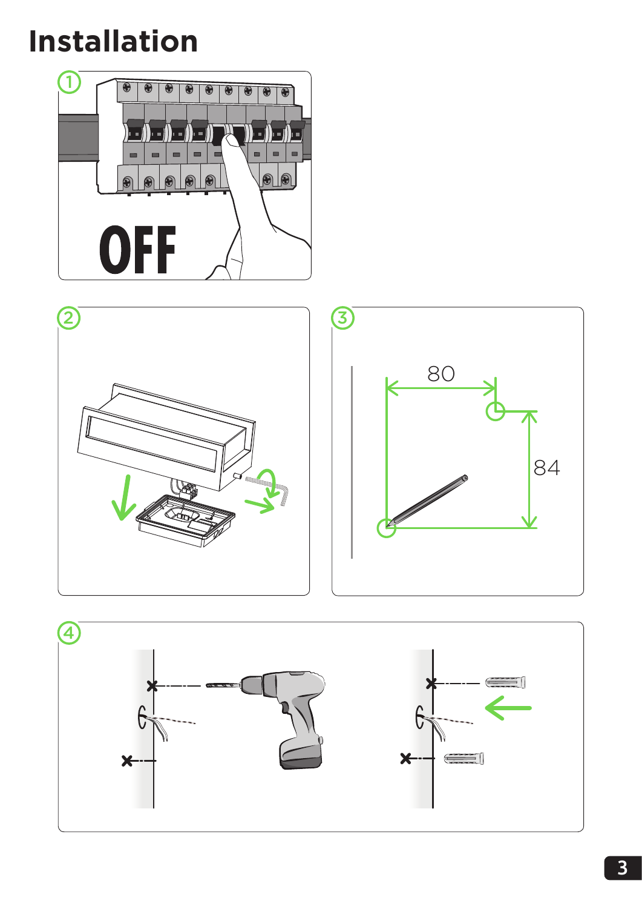# Installation

①

OFF

②

③

80

84

④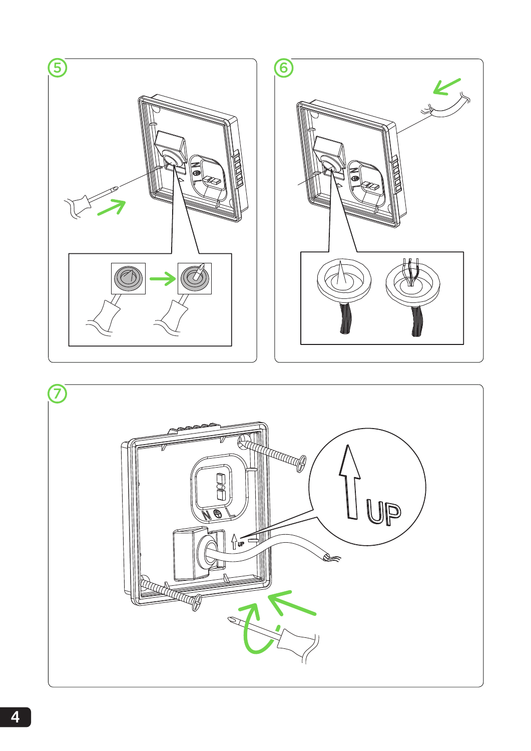5

6

7

UP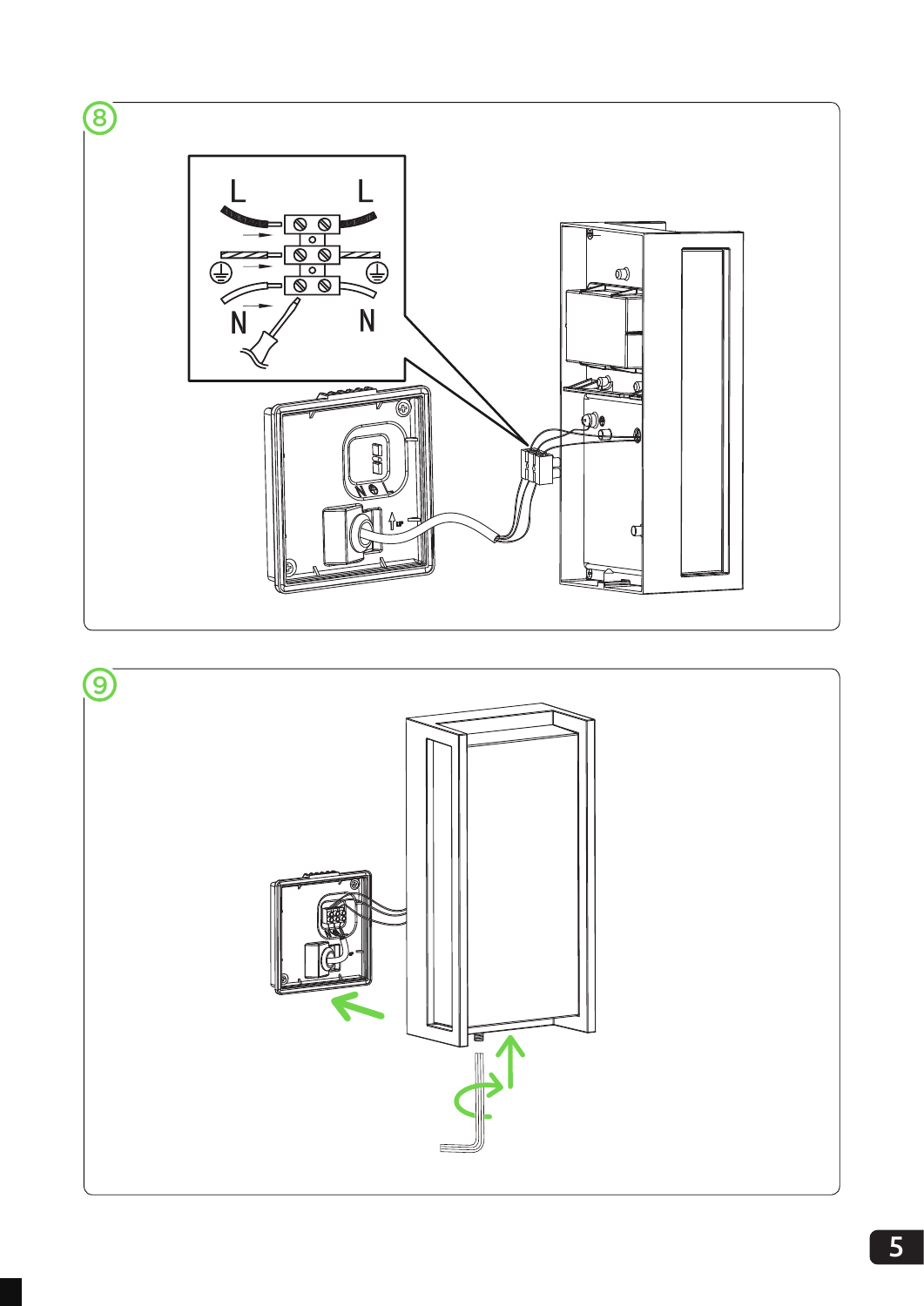8

L L

N N

9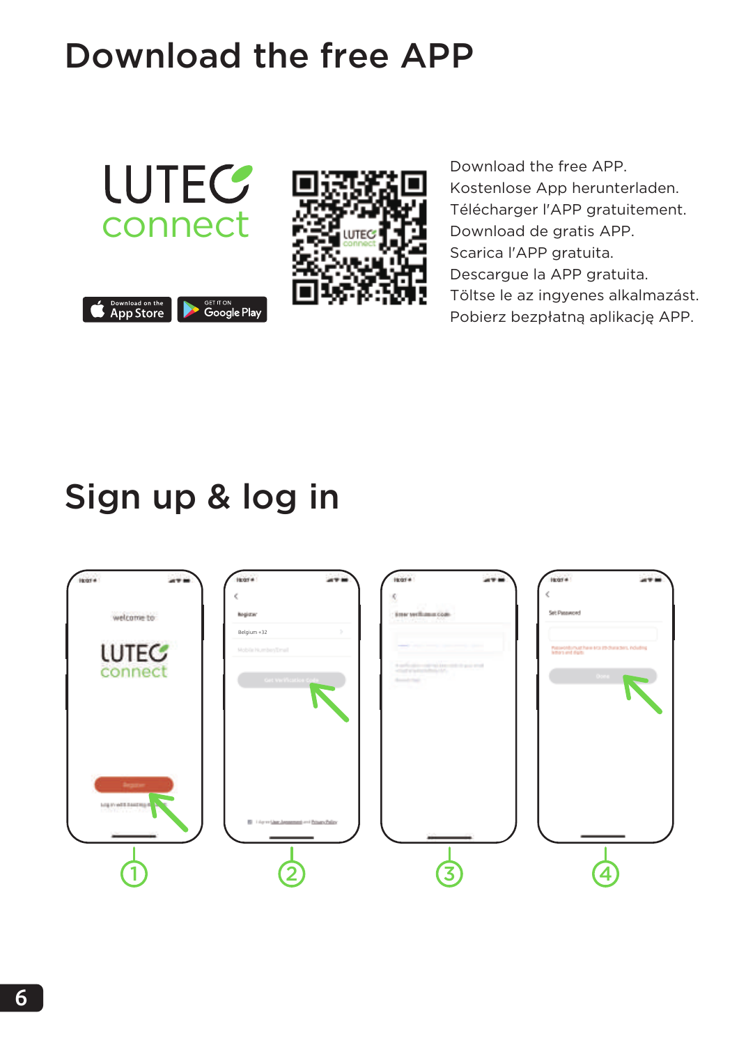# Download the free APP

Download the free APP.
Kostenlose App herunterladen.
Télécharger l'APP gratuitement.
Download de gratis APP.
Scarica l'APP gratuita.
Descargue la APP gratuita.
Töltse le az ingyenes alkalmazást.
Pobierz bezpłatną aplikację APP.

# Sign up & log in

① ② ③ ④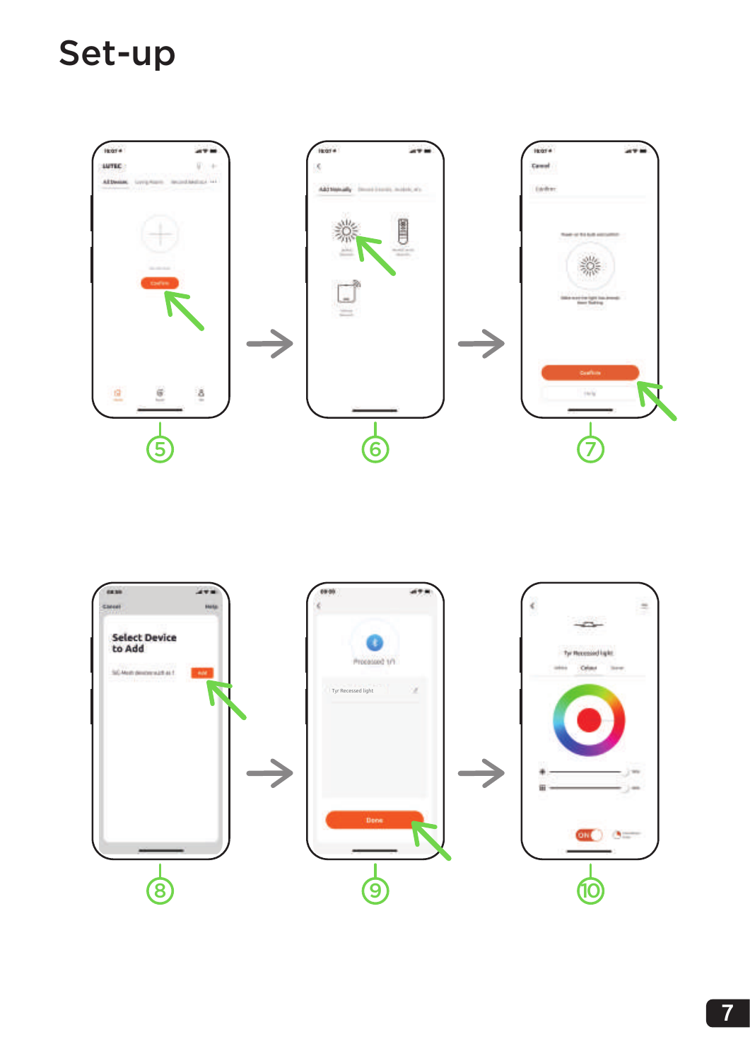# Set-up

⑤ ⑥ ⑦

⑧ ⑨ ⑩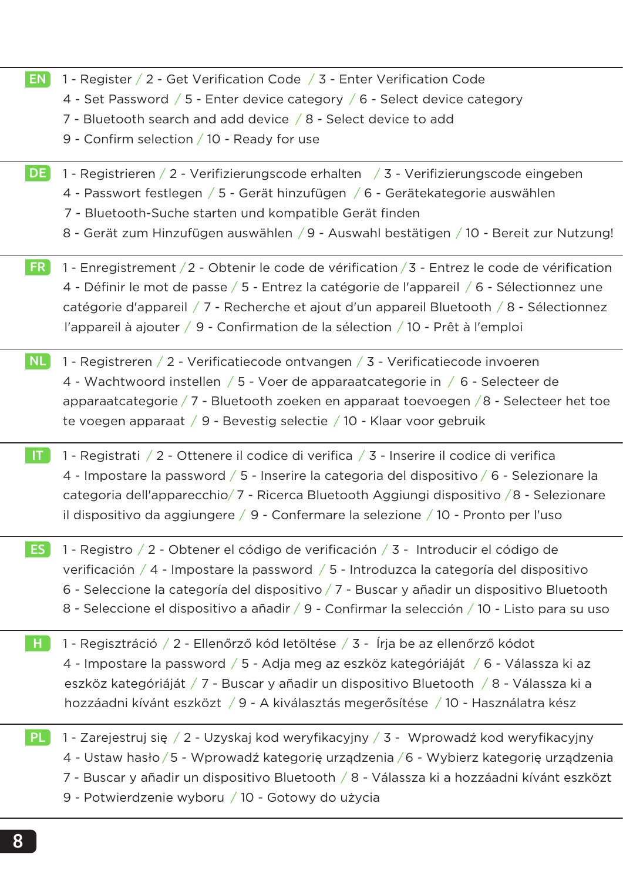**EN** 1 - Register / 2 - Get Verification Code / 3 - Enter Verification Code
4 - Set Password / 5 - Enter device category / 6 - Select device category
7 - Bluetooth search and add device / 8 - Select device to add
9 - Confirm selection / 10 - Ready for use

---

**DE** 1 - Registrieren / 2 - Verifizierungscode erhalten / 3 - Verifizierungscode eingeben
4 - Passwort festlegen / 5 - Gerät hinzufügen / 6 - Gerätekategorie auswählen
7 - Bluetooth-Suche starten und kompatible Gerät finden
8 - Gerät zum Hinzufügen auswählen / 9 - Auswahl bestätigen / 10 - Bereit zur Nutzung!

---

**FR** 1 - Enregistrement / 2 - Obtenir le code de vérification / 3 - Entrez le code de vérification
4 - Définir le mot de passe / 5 - Entrez la catégorie de l'appareil / 6 - Sélectionnez une catégorie d'appareil / 7 - Recherche et ajout d'un appareil Bluetooth / 8 - Sélectionnez l'appareil à ajouter / 9 - Confirmation de la sélection / 10 - Prêt à l'emploi

---

**NL** 1 - Registreren / 2 - Verificatiecode ontvangen / 3 - Verificatiecode invoeren
4 - Wachtwoord instellen / 5 - Voer de apparaatcategorie in / 6 - Selecteer de apparaatcategorie / 7 - Bluetooth zoeken en apparaat toevoegen / 8 - Selecteer het toe te voegen apparaat / 9 - Bevestig selectie / 10 - Klaar voor gebruik

---

**IT** 1 - Registrati / 2 - Ottenere il codice di verifica / 3 - Inserire il codice di verifica
4 - Impostare la password / 5 - Inserire la categoria del dispositivo / 6 - Selezionare la categoria dell'apparecchio / 7 - Ricerca Bluetooth Aggiungi dispositivo / 8 - Selezionare il dispositivo da aggiungere / 9 - Confermare la selezione / 10 - Pronto per l'uso

---

**ES** 1 - Registro / 2 - Obtener el código de verificación / 3 - Introducir el código de verificación / 4 - Impostare la password / 5 - Introduzca la categoría del dispositivo
6 - Seleccione la categoría del dispositivo / 7 - Buscar y añadir un dispositivo Bluetooth
8 - Seleccione el dispositivo a añadir / 9 - Confirmar la selección / 10 - Listo para su uso

---

**H** 1 - Regisztráció / 2 - Ellenőrző kód letöltése / 3 - Írja be az ellenőrző kódot
4 - Impostare la password / 5 - Adja meg az eszköz kategóriáját / 6 - Válassza ki az eszköz kategóriáját / 7 - Buscar y añadir un dispositivo Bluetooth / 8 - Válassza ki a hozzáadni kívánt eszközt / 9 - A kiválasztás megerősítése / 10 - Használatra kész

---

**PL** 1 - Zarejestruj się / 2 - Uzyskaj kod weryfikacyjny / 3 - Wprowadź kod weryfikacyjny
4 - Ustaw hasło / 5 - Wprowadź kategorię urządzenia / 6 - Wybierz kategorię urządzenia
7 - Buscar y añadir un dispositivo Bluetooth / 8 - Válassza ki a hozzáadni kívánt eszközt
9 - Potwierdzenie wyboru / 10 - Gotowy do użycia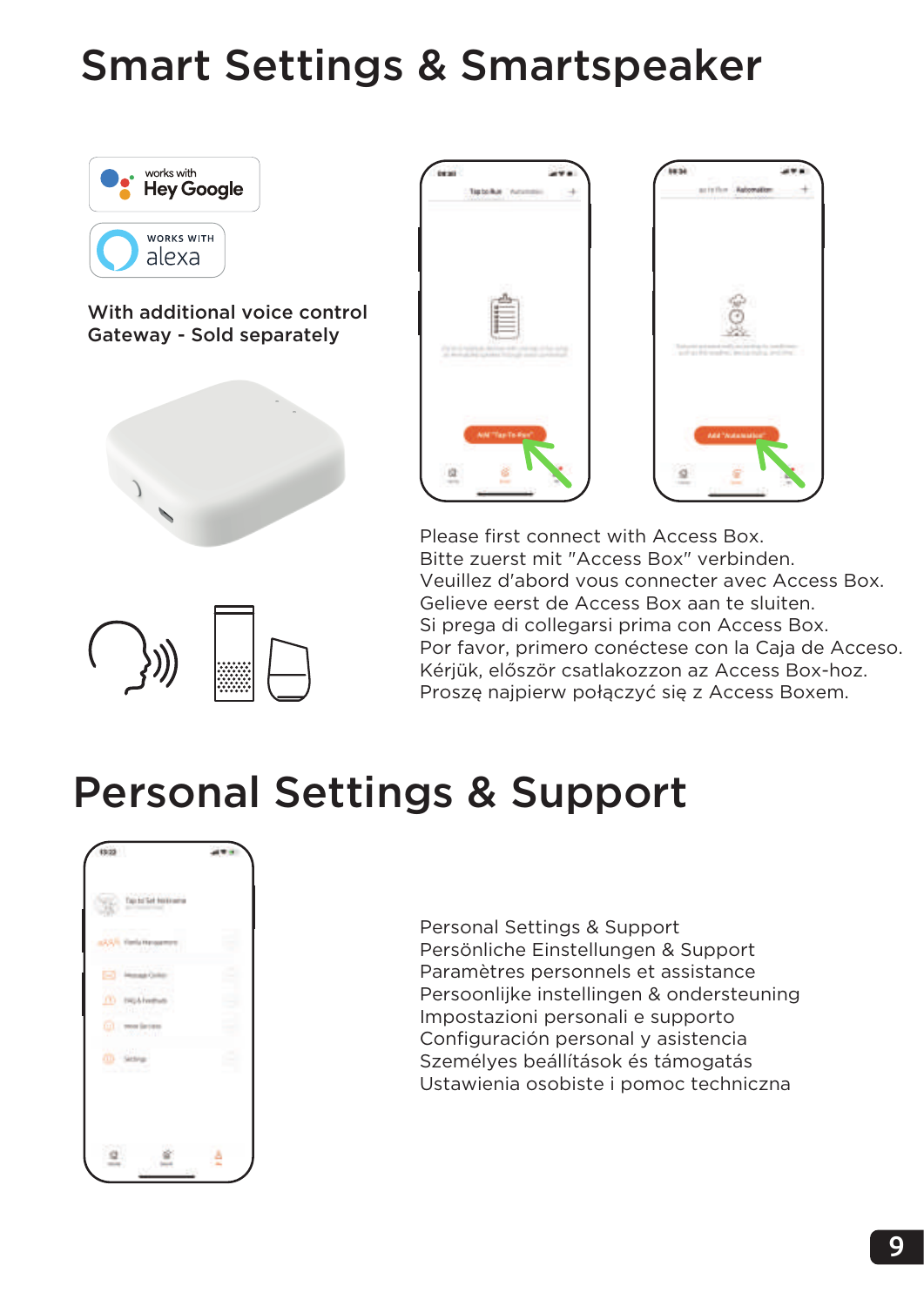# Smart Settings & Smartspeaker

works with Hey Google

WORKS WITH alexa

With additional voice control
Gateway - Sold separately

Please first connect with Access Box.
Bitte zuerst mit "Access Box" verbinden.
Veuillez d'abord vous connecter avec Access Box.
Gelieve eerst de Access Box aan te sluiten.
Si prega di collegarsi prima con Access Box.
Por favor, primero conéctese con la Caja de Acceso.
Kérjük, először csatlakozzon az Access Box-hoz.
Proszę najpierw połączyć się z Access Boxem.

# Personal Settings & Support

Personal Settings & Support
Persönliche Einstellungen & Support
Paramètres personnels et assistance
Persoonlijke instellingen & ondersteuning
Impostazioni personali e supporto
Configuración personal y asistencia
Személyes beállítások és támogatás
Ustawienia osobiste i pomoc techniczna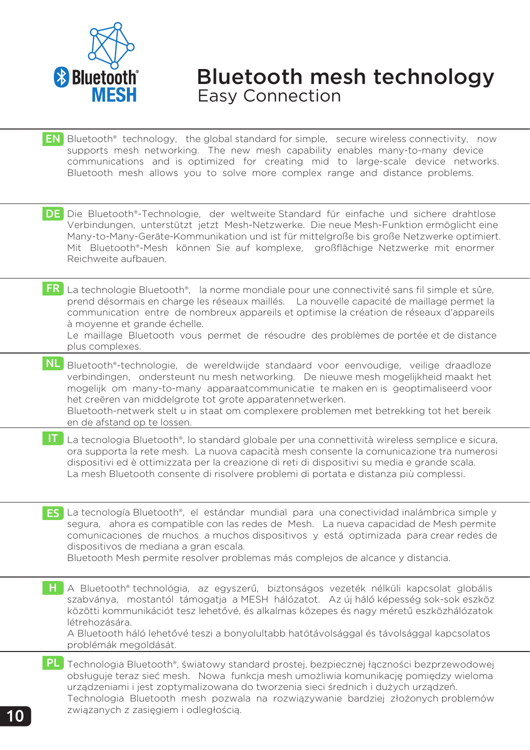# Bluetooth mesh technology

## Easy Connection

**EN** Bluetooth® technology, the global standard for simple, secure wireless connectivity, now supports mesh networking. The new mesh capability enables many-to-many device communications and is optimized for creating mid to large-scale device networks. Bluetooth mesh allows you to solve more complex range and distance problems.

**DE** Die Bluetooth®-Technologie, der weltweite Standard für einfache und sichere drahtlose Verbindungen, unterstützt jetzt Mesh-Netzwerke. Die neue Mesh-Funktion ermöglicht eine Many-to-Many-Geräte-Kommunikation und ist für mittelgroße bis große Netzwerke optimiert. Mit Bluetooth®-Mesh können Sie auf komplexe, großflächige Netzwerke mit enormer Reichweite aufbauen.

**FR** La technologie Bluetooth®, la norme mondiale pour une connectivité sans fil simple et sûre, prend désormais en charge les réseaux maillés. La nouvelle capacité de maillage permet la communication entre de nombreux appareils et optimise la création de réseaux d'appareils à moyenne et grande échelle.
Le maillage Bluetooth vous permet de résoudre des problèmes de portée et de distance plus complexes.

**NL** Bluetooth®-technologie, de wereldwijde standaard voor eenvoudige, veilige draadloze verbindingen, ondersteunt nu mesh networking. De nieuwe mesh mogelijkheid maakt het mogelijk om many-to-many apparaatcommunicatie te maken en is geoptimaliseerd voor het creëren van middelgrote tot grote apparatennetwerken.
Bluetooth-netwerk stelt u in staat om complexere problemen met betrekking tot het bereik en de afstand op te lossen.

**IT** La tecnologia Bluetooth®, lo standard globale per una connettività wireless semplice e sicura, ora supporta la rete mesh. La nuova capacità mesh consente la comunicazione tra numerosi dispositivi ed è ottimizzata per la creazione di reti di dispositivi su media e grande scala.
La mesh Bluetooth consente di risolvere problemi di portata e distanza più complessi.

**ES** La tecnología Bluetooth®, el estándar mundial para una conectividad inalámbrica simple y segura, ahora es compatible con las redes de Mesh. La nueva capacidad de Mesh permite comunicaciones de muchos a muchos dispositivos y está optimizada para crear redes de dispositivos de mediana a gran escala.
Bluetooth Mesh permite resolver problemas más complejos de alcance y distancia.

**H** A Bluetooth® technológia, az egyszerű, biztonságos vezeték nélküli kapcsolat globális szabványa, mostantól támogatja a MESH hálózatot. Az új háló képesség sok-sok eszköz közötti kommunikációt tesz lehetővé, és alkalmas közepes és nagy méretű eszközhálózatok létrehozására.
A Bluetooth háló lehetővé teszi a bonyolultabb hatótávolsággal és távolsággal kapcsolatos problémák megoldását.

**PL** Technologia Bluetooth®, światowy standard prostej, bezpiecznej łączności bezprzewodowej obsługuje teraz sieć mesh. Nowa funkcja mesh umożliwia komunikację pomiędzy wieloma urządzeniami i jest zoptymalizowana do tworzenia sieci średnich i dużych urządzeń.
Technologia Bluetooth mesh pozwala na rozwiązywanie bardziej złożonych problemów związanych z zasięgiem i odległością.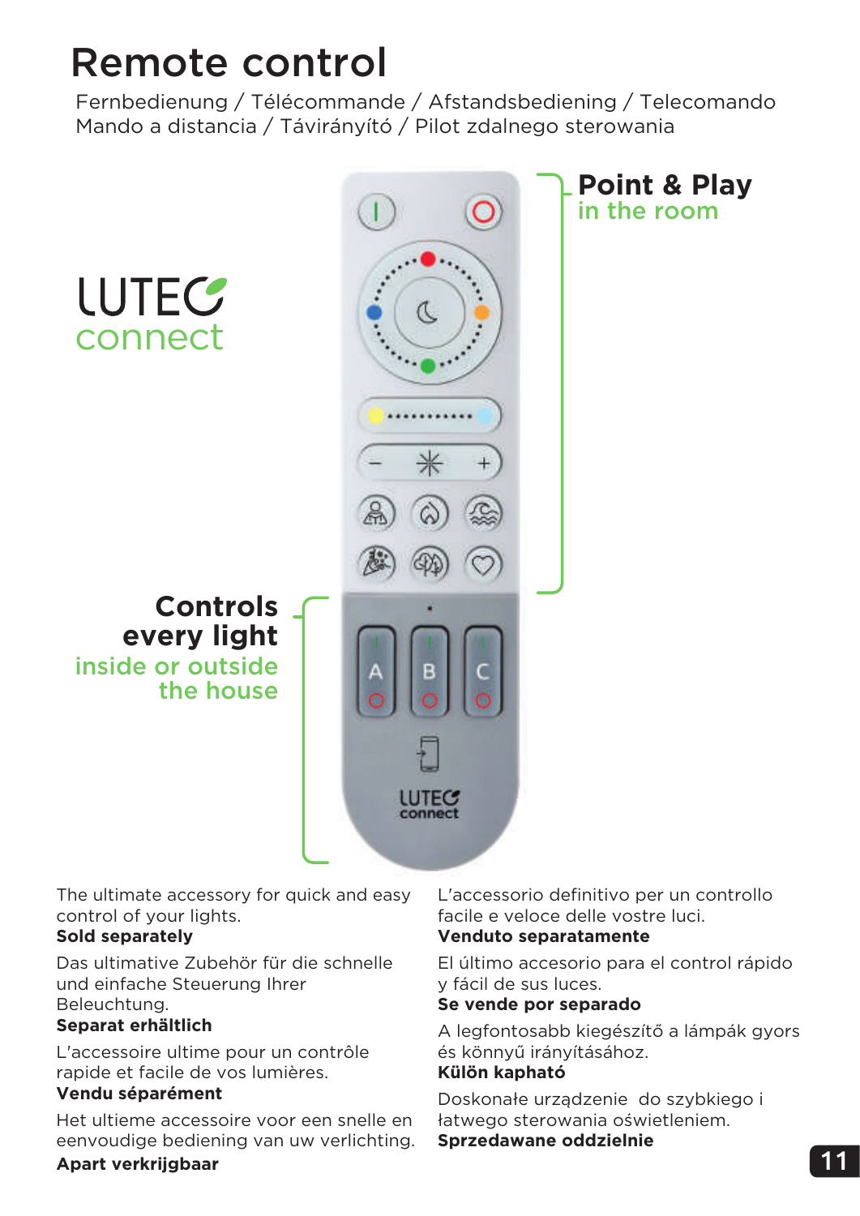# Remote control

Fernbedienung / Télécommande / Afstandsbediening / Telecomando
Mando a distancia / Távirányító / Pilot zdalnego sterowania

LUTEC connect

**Point & Play**
in the room

**Controls every light**
inside or outside the house

The ultimate accessory for quick and easy control of your lights.
**Sold separately**

Das ultimative Zubehör für die schnelle und einfache Steuerung Ihrer Beleuchtung.
**Separat erhältlich**

L'accessoire ultime pour un contrôle rapide et facile de vos lumières.
**Vendu séparément**

Het ultieme accessoire voor een snelle en eenvoudige bediening van uw verlichting.
**Apart verkrijgbaar**

L'accessorio definitivo per un controllo facile e veloce delle vostre luci.
**Venduto separatamente**

El último accesorio para el control rápido y fácil de sus luces.
**Se vende por separado**

A legfontosabb kiegészítő a lámpák gyors és könnyű irányításához.
**Külön kapható**

Doskonałe urządzenie do szybkiego i łatwego sterowania oświetleniem.
**Sprzedawane oddzielnie**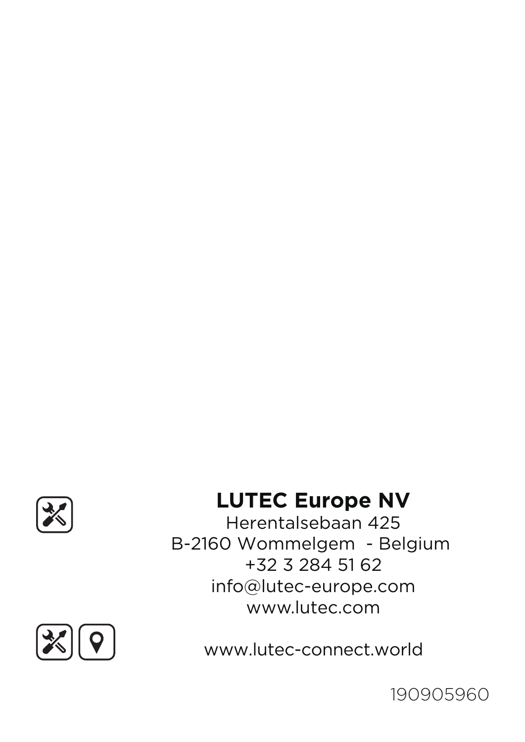**LUTEC Europe NV**

Herentalsebaan 425
B-2160 Wommelgem - Belgium
+32 3 284 51 62
info@lutec-europe.com
www.lutec.com

www.lutec-connect.world

190905960